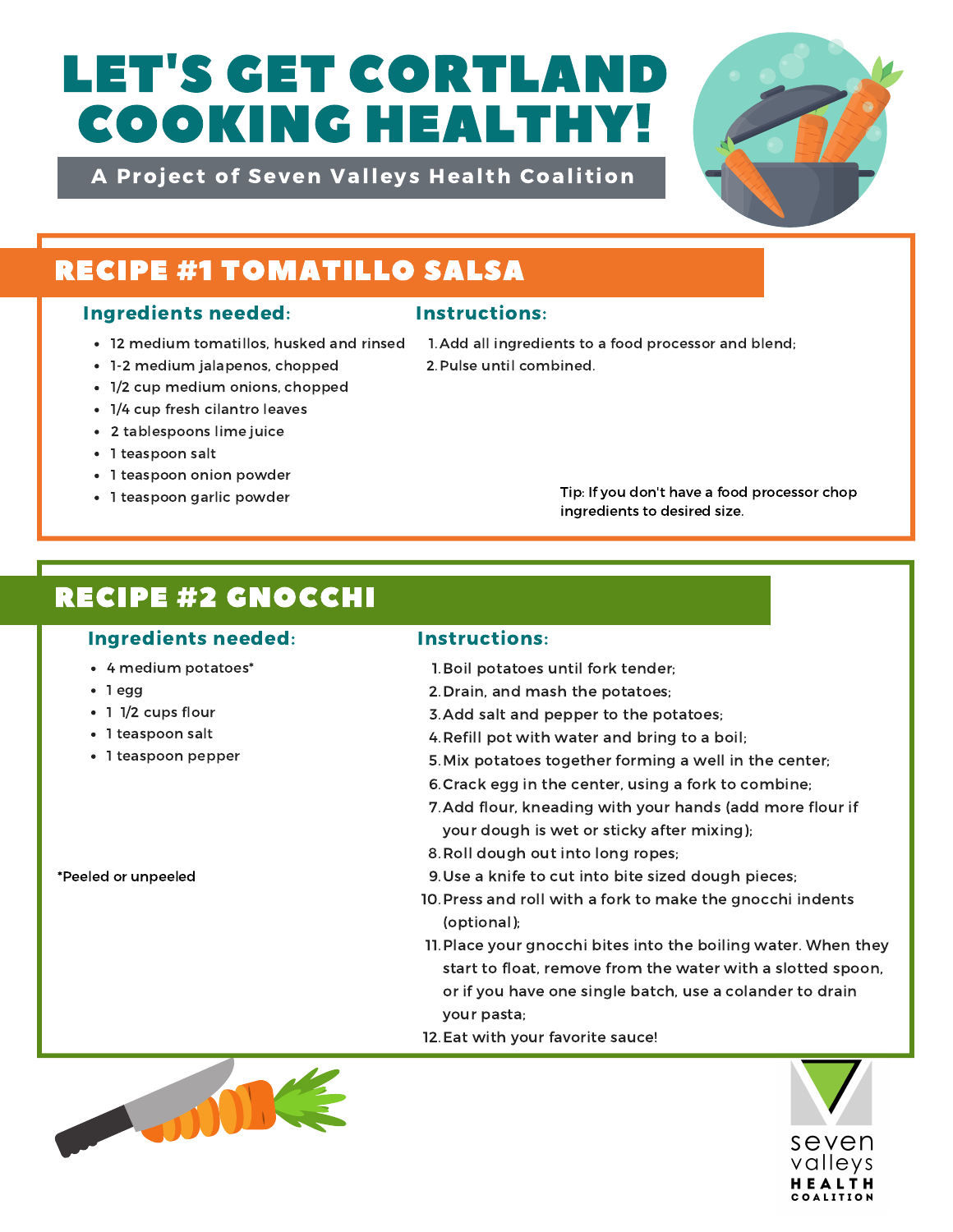# LET'S GET CORTLAND COOKING HEALTHY!

**A Project of Seven Valleys Health Coalition**

## RECIPE #1 TOMATILLO SALSA

### Ingredients needed:

- 12 medium tomatillos, husked and rinsed
- 1-2 medium jalapenos, chopped
- 1/2 cup medium onions, chopped
- 1/4 cup fresh cilantro leaves
- 2 tablespoons lime juice
- 1 teaspoon salt
- 1 teaspoon onion powder
- 1 teaspoon garlic powder

### Instructions:

1. Add all ingredients to a food processor and blend;
2. Pulse until combined.

Tip: If you don't have a food processor chop ingredients to desired size.

## RECIPE #2 GNOCCHI

### Ingredients needed:

- 4 medium potatoes*
- 1 egg
- 1 1/2 cups flour
- 1 teaspoon salt
- 1 teaspoon pepper

*Peeled or unpeeled

### Instructions:

1. Boil potatoes until fork tender;
2. Drain, and mash the potatoes;
3. Add salt and pepper to the potatoes;
4. Refill pot with water and bring to a boil;
5. Mix potatoes together forming a well in the center;
6. Crack egg in the center, using a fork to combine;
7. Add flour, kneading with your hands (add more flour if your dough is wet or sticky after mixing);
8. Roll dough out into long ropes;
9. Use a knife to cut into bite sized dough pieces;
10. Press and roll with a fork to make the gnocchi indents (optional);
11. Place your gnocchi bites into the boiling water. When they start to float, remove from the water with a slotted spoon, or if you have one single batch, use a colander to drain your pasta;
12. Eat with your favorite sauce!

seven valleys HEALTH COALITION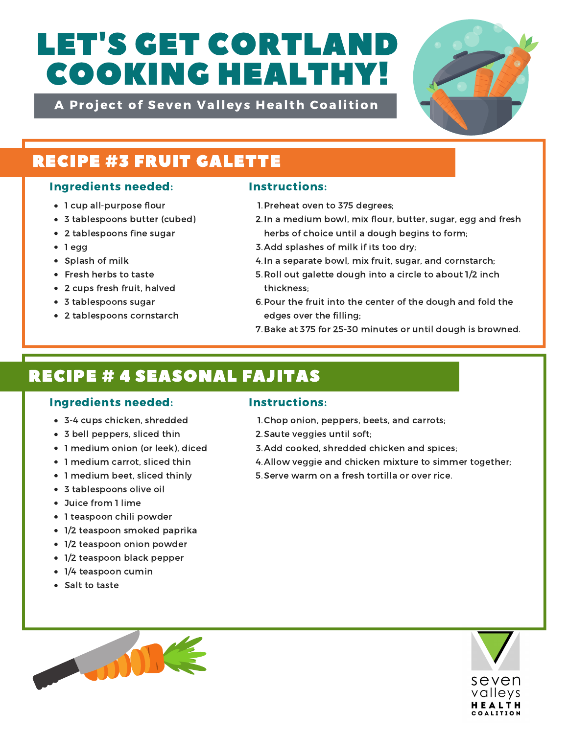# LET'S GET CORTLAND COOKING HEALTHY!

A Project of Seven Valleys Health Coalition

## RECIPE #3 FRUIT GALETTE

### Ingredients needed:

- 1 cup all-purpose flour
- 3 tablespoons butter (cubed)
- 2 tablespoons fine sugar
- 1 egg
- Splash of milk
- Fresh herbs to taste
- 2 cups fresh fruit, halved
- 3 tablespoons sugar
- 2 tablespoons cornstarch

### Instructions:

1. Preheat oven to 375 degrees;
2. In a medium bowl, mix flour, butter, sugar, egg and fresh herbs of choice until a dough begins to form;
3. Add splashes of milk if its too dry;
4. In a separate bowl, mix fruit, sugar, and cornstarch;
5. Roll out galette dough into a circle to about 1/2 inch thickness;
6. Pour the fruit into the center of the dough and fold the edges over the filling;
7. Bake at 375 for 25-30 minutes or until dough is browned.

## RECIPE # 4 SEASONAL FAJITAS

### Ingredients needed:

- 3-4 cups chicken, shredded
- 3 bell peppers, sliced thin
- 1 medium onion (or leek), diced
- 1 medium carrot, sliced thin
- 1 medium beet, sliced thinly
- 3 tablespoons olive oil
- Juice from 1 lime
- 1 teaspoon chili powder
- 1/2 teaspoon smoked paprika
- 1/2 teaspoon onion powder
- 1/2 teaspoon black pepper
- 1/4 teaspoon cumin
- Salt to taste

### Instructions:

1. Chop onion, peppers, beets, and carrots;
2. Saute veggies until soft;
3. Add cooked, shredded chicken and spices;
4. Allow veggie and chicken mixture to simmer together;
5. Serve warm on a fresh tortilla or over rice.

seven valleys HEALTH COALITION